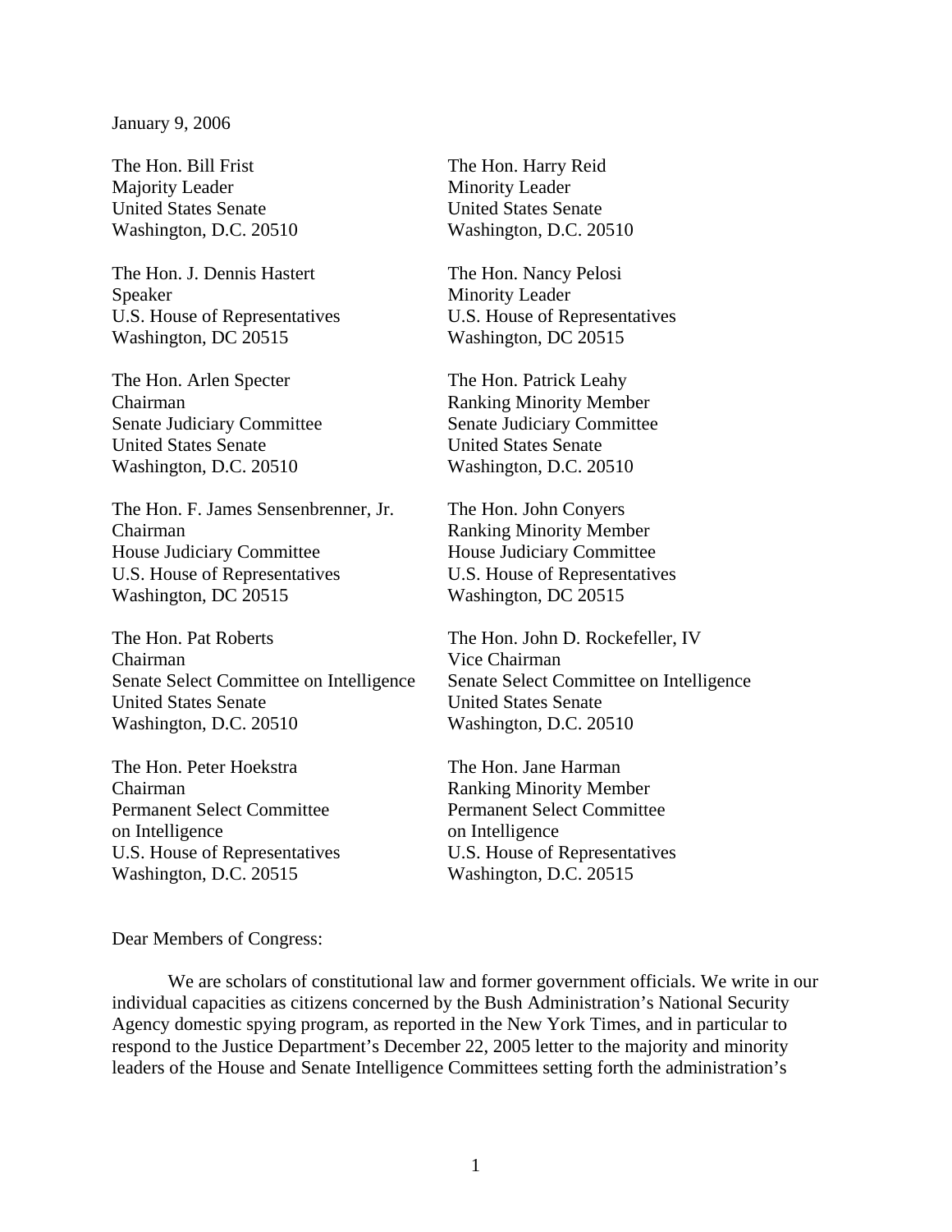January 9, 2006

The Hon. Bill Frist  
Majority Leader  
United States Senate  
Washington, D.C. 20510

The Hon. Harry Reid  
Minority Leader  
United States Senate  
Washington, D.C. 20510

The Hon. J. Dennis Hastert  
Speaker  
U.S. House of Representatives  
Washington, DC 20515

The Hon. Nancy Pelosi  
Minority Leader  
U.S. House of Representatives  
Washington, DC 20515

The Hon. Arlen Specter  
Chairman  
Senate Judiciary Committee  
United States Senate  
Washington, D.C. 20510

The Hon. Patrick Leahy  
Ranking Minority Member  
Senate Judiciary Committee  
United States Senate  
Washington, D.C. 20510

The Hon. F. James Sensenbrenner, Jr.  
Chairman  
House Judiciary Committee  
U.S. House of Representatives  
Washington, DC 20515

The Hon. John Conyers  
Ranking Minority Member  
House Judiciary Committee  
U.S. House of Representatives  
Washington, DC 20515

The Hon. Pat Roberts  
Chairman  
Senate Select Committee on Intelligence  
United States Senate  
Washington, D.C. 20510

The Hon. John D. Rockefeller, IV  
Vice Chairman  
Senate Select Committee on Intelligence  
United States Senate  
Washington, D.C. 20510

The Hon. Peter Hoekstra  
Chairman  
Permanent Select Committee  
on Intelligence  
U.S. House of Representatives  
Washington, D.C. 20515

The Hon. Jane Harman  
Ranking Minority Member  
Permanent Select Committee  
on Intelligence  
U.S. House of Representatives  
Washington, D.C. 20515

Dear Members of Congress:

We are scholars of constitutional law and former government officials. We write in our individual capacities as citizens concerned by the Bush Administration's National Security Agency domestic spying program, as reported in the New York Times, and in particular to respond to the Justice Department's December 22, 2005 letter to the majority and minority leaders of the House and Senate Intelligence Committees setting forth the administration's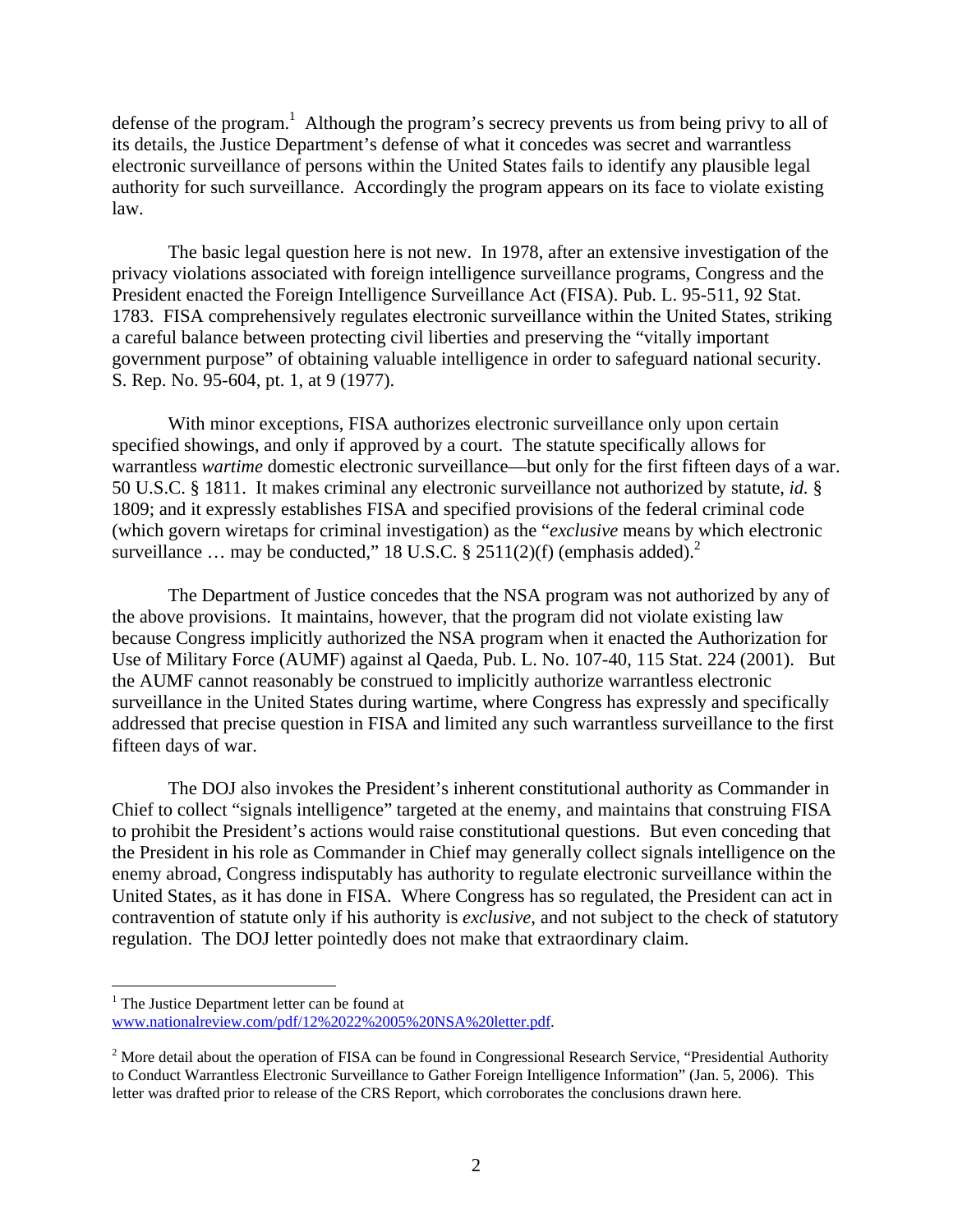defense of the program.[1] Although the program's secrecy prevents us from being privy to all of its details, the Justice Department's defense of what it concedes was secret and warrantless electronic surveillance of persons within the United States fails to identify any plausible legal authority for such surveillance. Accordingly the program appears on its face to violate existing law.

The basic legal question here is not new. In 1978, after an extensive investigation of the privacy violations associated with foreign intelligence surveillance programs, Congress and the President enacted the Foreign Intelligence Surveillance Act (FISA). Pub. L. 95-511, 92 Stat. 1783. FISA comprehensively regulates electronic surveillance within the United States, striking a careful balance between protecting civil liberties and preserving the "vitally important government purpose" of obtaining valuable intelligence in order to safeguard national security. S. Rep. No. 95-604, pt. 1, at 9 (1977).

With minor exceptions, FISA authorizes electronic surveillance only upon certain specified showings, and only if approved by a court. The statute specifically allows for warrantless *wartime* domestic electronic surveillance—but only for the first fifteen days of a war. 50 U.S.C. § 1811. It makes criminal any electronic surveillance not authorized by statute, *id.* § 1809; and it expressly establishes FISA and specified provisions of the federal criminal code (which govern wiretaps for criminal investigation) as the "*exclusive* means by which electronic surveillance … may be conducted," 18 U.S.C. § 2511(2)(f) (emphasis added).[2]

The Department of Justice concedes that the NSA program was not authorized by any of the above provisions. It maintains, however, that the program did not violate existing law because Congress implicitly authorized the NSA program when it enacted the Authorization for Use of Military Force (AUMF) against al Qaeda, Pub. L. No. 107-40, 115 Stat. 224 (2001). But the AUMF cannot reasonably be construed to implicitly authorize warrantless electronic surveillance in the United States during wartime, where Congress has expressly and specifically addressed that precise question in FISA and limited any such warrantless surveillance to the first fifteen days of war.

The DOJ also invokes the President's inherent constitutional authority as Commander in Chief to collect "signals intelligence" targeted at the enemy, and maintains that construing FISA to prohibit the President's actions would raise constitutional questions. But even conceding that the President in his role as Commander in Chief may generally collect signals intelligence on the enemy abroad, Congress indisputably has authority to regulate electronic surveillance within the United States, as it has done in FISA. Where Congress has so regulated, the President can act in contravention of statute only if his authority is *exclusive*, and not subject to the check of statutory regulation. The DOJ letter pointedly does not make that extraordinary claim.

---

[1] The Justice Department letter can be found at www.nationalreview.com/pdf/12%2022%2005%20NSA%20letter.pdf.

[2] More detail about the operation of FISA can be found in Congressional Research Service, "Presidential Authority to Conduct Warrantless Electronic Surveillance to Gather Foreign Intelligence Information" (Jan. 5, 2006). This letter was drafted prior to release of the CRS Report, which corroborates the conclusions drawn here.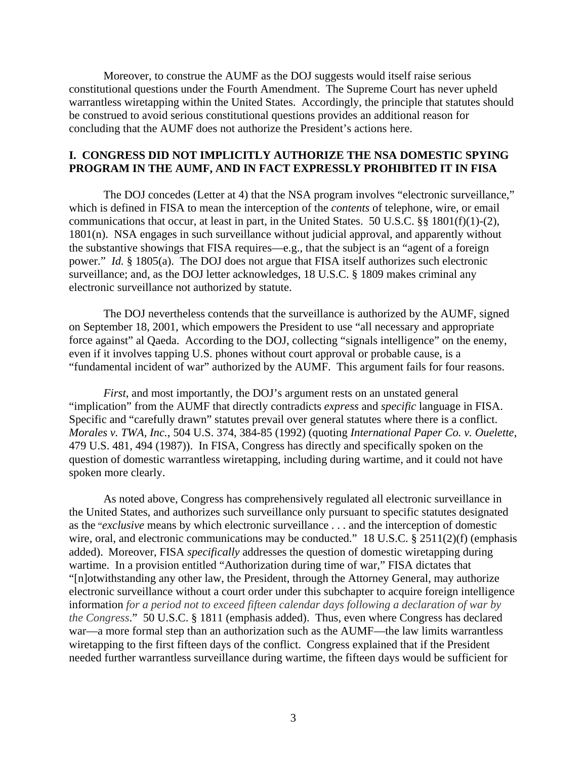Moreover, to construe the AUMF as the DOJ suggests would itself raise serious constitutional questions under the Fourth Amendment. The Supreme Court has never upheld warrantless wiretapping within the United States. Accordingly, the principle that statutes should be construed to avoid serious constitutional questions provides an additional reason for concluding that the AUMF does not authorize the President's actions here.

## I. CONGRESS DID NOT IMPLICITLY AUTHORIZE THE NSA DOMESTIC SPYING PROGRAM IN THE AUMF, AND IN FACT EXPRESSLY PROHIBITED IT IN FISA

The DOJ concedes (Letter at 4) that the NSA program involves "electronic surveillance," which is defined in FISA to mean the interception of the *contents* of telephone, wire, or email communications that occur, at least in part, in the United States. 50 U.S.C. §§ 1801(f)(1)-(2), 1801(n). NSA engages in such surveillance without judicial approval, and apparently without the substantive showings that FISA requires—e.g., that the subject is an "agent of a foreign power." *Id.* § 1805(a). The DOJ does not argue that FISA itself authorizes such electronic surveillance; and, as the DOJ letter acknowledges, 18 U.S.C. § 1809 makes criminal any electronic surveillance not authorized by statute.

The DOJ nevertheless contends that the surveillance is authorized by the AUMF, signed on September 18, 2001, which empowers the President to use "all necessary and appropriate force against" al Qaeda. According to the DOJ, collecting "signals intelligence" on the enemy, even if it involves tapping U.S. phones without court approval or probable cause, is a "fundamental incident of war" authorized by the AUMF. This argument fails for four reasons.

*First*, and most importantly, the DOJ's argument rests on an unstated general "implication" from the AUMF that directly contradicts *express* and *specific* language in FISA. Specific and "carefully drawn" statutes prevail over general statutes where there is a conflict. *Morales v. TWA, Inc.*, 504 U.S. 374, 384-85 (1992) (quoting *International Paper Co. v. Ouelette*, 479 U.S. 481, 494 (1987)). In FISA, Congress has directly and specifically spoken on the question of domestic warrantless wiretapping, including during wartime, and it could not have spoken more clearly.

As noted above, Congress has comprehensively regulated all electronic surveillance in the United States, and authorizes such surveillance only pursuant to specific statutes designated as the "*exclusive* means by which electronic surveillance . . . and the interception of domestic wire, oral, and electronic communications may be conducted." 18 U.S.C. § 2511(2)(f) (emphasis added). Moreover, FISA *specifically* addresses the question of domestic wiretapping during wartime. In a provision entitled "Authorization during time of war," FISA dictates that "[n]otwithstanding any other law, the President, through the Attorney General, may authorize electronic surveillance without a court order under this subchapter to acquire foreign intelligence information *for a period not to exceed fifteen calendar days following a declaration of war by the Congress*." 50 U.S.C. § 1811 (emphasis added). Thus, even where Congress has declared war—a more formal step than an authorization such as the AUMF—the law limits warrantless wiretapping to the first fifteen days of the conflict. Congress explained that if the President needed further warrantless surveillance during wartime, the fifteen days would be sufficient for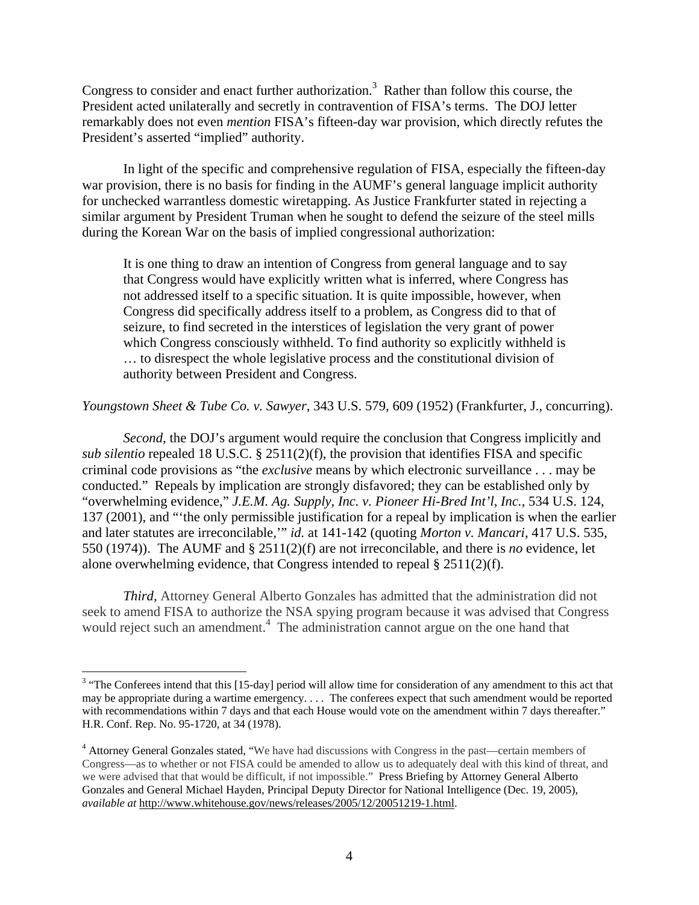Congress to consider and enact further authorization.[3] Rather than follow this course, the President acted unilaterally and secretly in contravention of FISA's terms. The DOJ letter remarkably does not even *mention* FISA's fifteen-day war provision, which directly refutes the President's asserted "implied" authority.

In light of the specific and comprehensive regulation of FISA, especially the fifteen-day war provision, there is no basis for finding in the AUMF's general language implicit authority for unchecked warrantless domestic wiretapping. As Justice Frankfurter stated in rejecting a similar argument by President Truman when he sought to defend the seizure of the steel mills during the Korean War on the basis of implied congressional authorization:

> It is one thing to draw an intention of Congress from general language and to say that Congress would have explicitly written what is inferred, where Congress has not addressed itself to a specific situation. It is quite impossible, however, when Congress did specifically address itself to a problem, as Congress did to that of seizure, to find secreted in the interstices of legislation the very grant of power which Congress consciously withheld. To find authority so explicitly withheld is … to disrespect the whole legislative process and the constitutional division of authority between President and Congress.

*Youngstown Sheet & Tube Co. v. Sawyer*, 343 U.S. 579, 609 (1952) (Frankfurter, J., concurring).

*Second*, the DOJ's argument would require the conclusion that Congress implicitly and *sub silentio* repealed 18 U.S.C. § 2511(2)(f), the provision that identifies FISA and specific criminal code provisions as "the *exclusive* means by which electronic surveillance . . . may be conducted." Repeals by implication are strongly disfavored; they can be established only by "overwhelming evidence," *J.E.M. Ag. Supply, Inc. v. Pioneer Hi-Bred Int'l, Inc.*, 534 U.S. 124, 137 (2001), and "'the only permissible justification for a repeal by implication is when the earlier and later statutes are irreconcilable,'" *id.* at 141-142 (quoting *Morton v. Mancari*, 417 U.S. 535, 550 (1974)). The AUMF and § 2511(2)(f) are not irreconcilable, and there is *no* evidence, let alone overwhelming evidence, that Congress intended to repeal § 2511(2)(f).

*Third*, Attorney General Alberto Gonzales has admitted that the administration did not seek to amend FISA to authorize the NSA spying program because it was advised that Congress would reject such an amendment.[4] The administration cannot argue on the one hand that

---

[3] "The Conferees intend that this [15-day] period will allow time for consideration of any amendment to this act that may be appropriate during a wartime emergency. . . . The conferees expect that such amendment would be reported with recommendations within 7 days and that each House would vote on the amendment within 7 days thereafter." H.R. Conf. Rep. No. 95-1720, at 34 (1978).

[4] Attorney General Gonzales stated, "We have had discussions with Congress in the past—certain members of Congress—as to whether or not FISA could be amended to allow us to adequately deal with this kind of threat, and we were advised that that would be difficult, if not impossible." Press Briefing by Attorney General Alberto Gonzales and General Michael Hayden, Principal Deputy Director for National Intelligence (Dec. 19, 2005), *available at* http://www.whitehouse.gov/news/releases/2005/12/20051219-1.html.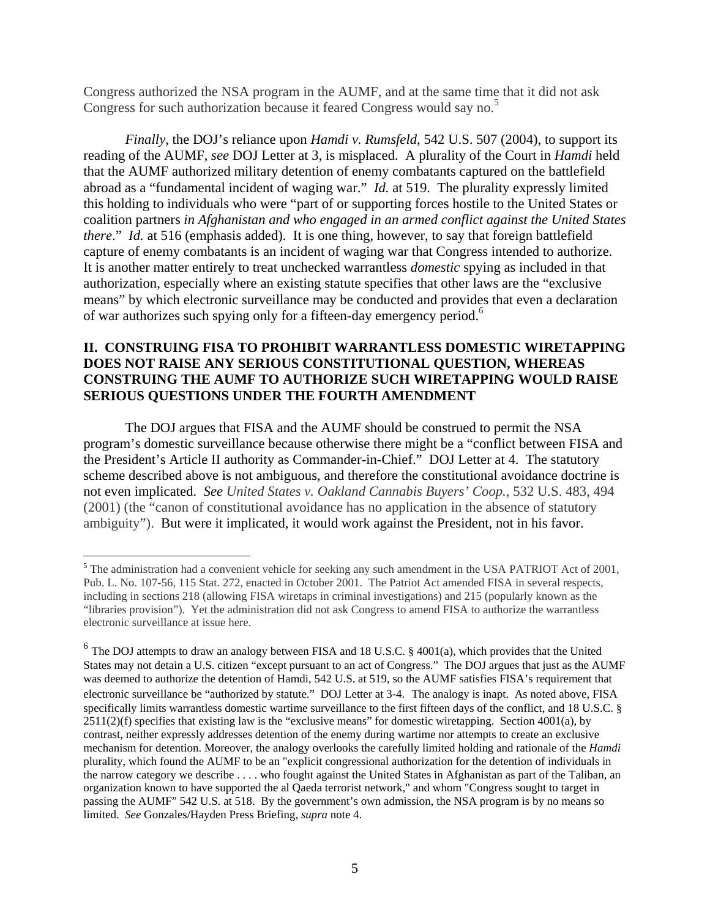Congress authorized the NSA program in the AUMF, and at the same time that it did not ask Congress for such authorization because it feared Congress would say no.[5]

*Finally*, the DOJ's reliance upon *Hamdi v. Rumsfeld*, 542 U.S. 507 (2004), to support its reading of the AUMF, *see* DOJ Letter at 3, is misplaced. A plurality of the Court in *Hamdi* held that the AUMF authorized military detention of enemy combatants captured on the battlefield abroad as a "fundamental incident of waging war." *Id.* at 519. The plurality expressly limited this holding to individuals who were "part of or supporting forces hostile to the United States or coalition partners *in Afghanistan and who engaged in an armed conflict against the United States there*." *Id.* at 516 (emphasis added). It is one thing, however, to say that foreign battlefield capture of enemy combatants is an incident of waging war that Congress intended to authorize. It is another matter entirely to treat unchecked warrantless *domestic* spying as included in that authorization, especially where an existing statute specifies that other laws are the "exclusive means" by which electronic surveillance may be conducted and provides that even a declaration of war authorizes such spying only for a fifteen-day emergency period.[6]

## II. CONSTRUING FISA TO PROHIBIT WARRANTLESS DOMESTIC WIRETAPPING DOES NOT RAISE ANY SERIOUS CONSTITUTIONAL QUESTION, WHEREAS CONSTRUING THE AUMF TO AUTHORIZE SUCH WIRETAPPING WOULD RAISE SERIOUS QUESTIONS UNDER THE FOURTH AMENDMENT

The DOJ argues that FISA and the AUMF should be construed to permit the NSA program's domestic surveillance because otherwise there might be a "conflict between FISA and the President's Article II authority as Commander-in-Chief." DOJ Letter at 4. The statutory scheme described above is not ambiguous, and therefore the constitutional avoidance doctrine is not even implicated. *See United States v. Oakland Cannabis Buyers' Coop.*, 532 U.S. 483, 494 (2001) (the "canon of constitutional avoidance has no application in the absence of statutory ambiguity"). But were it implicated, it would work against the President, not in his favor.

---

[5] The administration had a convenient vehicle for seeking any such amendment in the USA PATRIOT Act of 2001, Pub. L. No. 107-56, 115 Stat. 272, enacted in October 2001. The Patriot Act amended FISA in several respects, including in sections 218 (allowing FISA wiretaps in criminal investigations) and 215 (popularly known as the "libraries provision"). Yet the administration did not ask Congress to amend FISA to authorize the warrantless electronic surveillance at issue here.

[6] The DOJ attempts to draw an analogy between FISA and 18 U.S.C. § 4001(a), which provides that the United States may not detain a U.S. citizen "except pursuant to an act of Congress." The DOJ argues that just as the AUMF was deemed to authorize the detention of Hamdi, 542 U.S. at 519, so the AUMF satisfies FISA's requirement that electronic surveillance be "authorized by statute." DOJ Letter at 3-4. The analogy is inapt. As noted above, FISA specifically limits warrantless domestic wartime surveillance to the first fifteen days of the conflict, and 18 U.S.C. § 2511(2)(f) specifies that existing law is the "exclusive means" for domestic wiretapping. Section 4001(a), by contrast, neither expressly addresses detention of the enemy during wartime nor attempts to create an exclusive mechanism for detention. Moreover, the analogy overlooks the carefully limited holding and rationale of the *Hamdi* plurality, which found the AUMF to be an "explicit congressional authorization for the detention of individuals in the narrow category we describe . . . . who fought against the United States in Afghanistan as part of the Taliban, an organization known to have supported the al Qaeda terrorist network," and whom "Congress sought to target in passing the AUMF" 542 U.S. at 518. By the government's own admission, the NSA program is by no means so limited. *See* Gonzales/Hayden Press Briefing, *supra* note 4.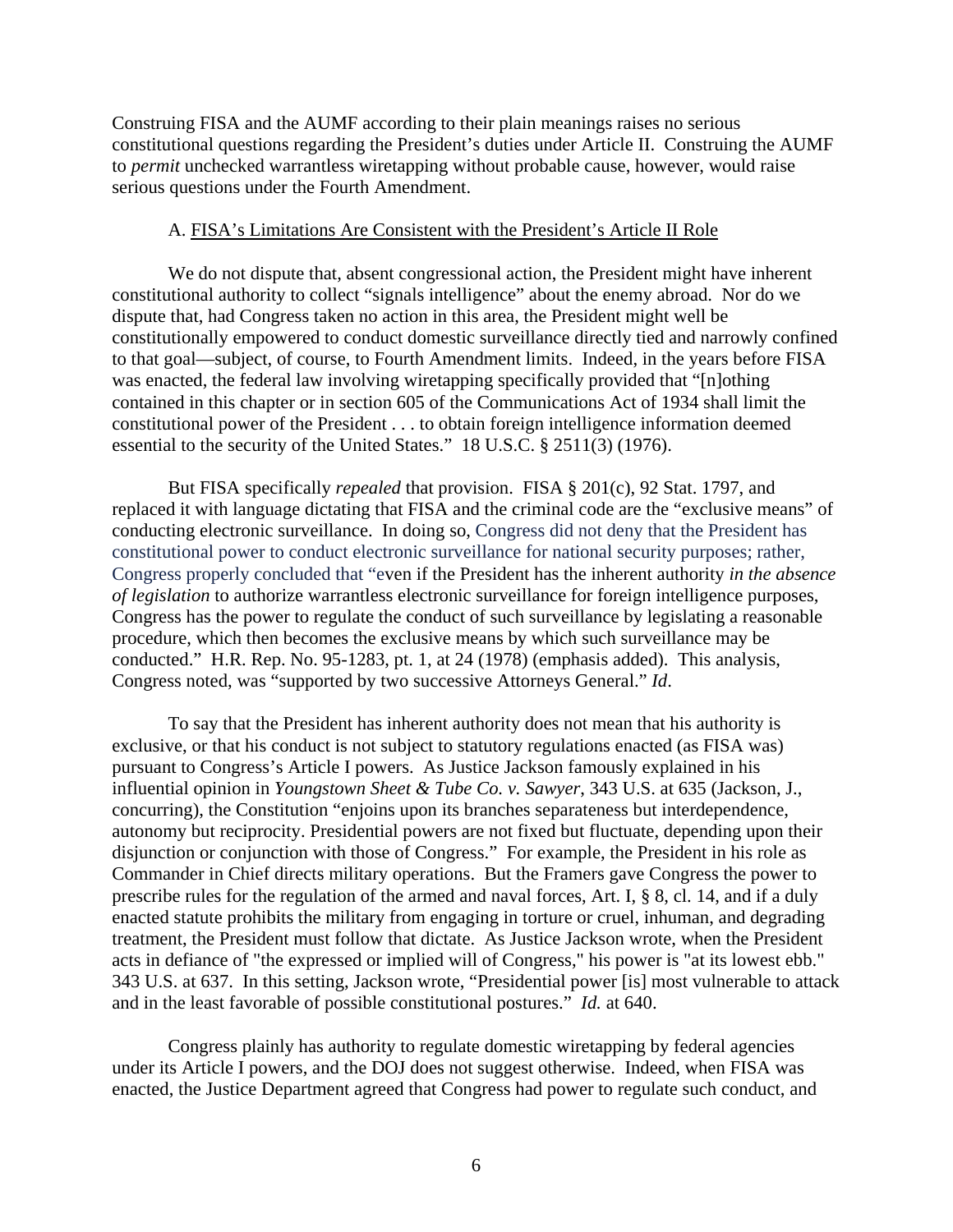Construing FISA and the AUMF according to their plain meanings raises no serious constitutional questions regarding the President's duties under Article II. Construing the AUMF to *permit* unchecked warrantless wiretapping without probable cause, however, would raise serious questions under the Fourth Amendment.

A. <u>FISA's Limitations Are Consistent with the President's Article II Role</u>

We do not dispute that, absent congressional action, the President might have inherent constitutional authority to collect "signals intelligence" about the enemy abroad. Nor do we dispute that, had Congress taken no action in this area, the President might well be constitutionally empowered to conduct domestic surveillance directly tied and narrowly confined to that goal—subject, of course, to Fourth Amendment limits. Indeed, in the years before FISA was enacted, the federal law involving wiretapping specifically provided that "[n]othing contained in this chapter or in section 605 of the Communications Act of 1934 shall limit the constitutional power of the President . . . to obtain foreign intelligence information deemed essential to the security of the United States." 18 U.S.C. § 2511(3) (1976).

But FISA specifically *repealed* that provision. FISA § 201(c), 92 Stat. 1797, and replaced it with language dictating that FISA and the criminal code are the "exclusive means" of conducting electronic surveillance. In doing so, Congress did not deny that the President has constitutional power to conduct electronic surveillance for national security purposes; rather, Congress properly concluded that "even if the President has the inherent authority *in the absence of legislation* to authorize warrantless electronic surveillance for foreign intelligence purposes, Congress has the power to regulate the conduct of such surveillance by legislating a reasonable procedure, which then becomes the exclusive means by which such surveillance may be conducted." H.R. Rep. No. 95-1283, pt. 1, at 24 (1978) (emphasis added). This analysis, Congress noted, was "supported by two successive Attorneys General." *Id*.

To say that the President has inherent authority does not mean that his authority is exclusive, or that his conduct is not subject to statutory regulations enacted (as FISA was) pursuant to Congress's Article I powers. As Justice Jackson famously explained in his influential opinion in *Youngstown Sheet & Tube Co. v. Sawyer*, 343 U.S. at 635 (Jackson, J., concurring), the Constitution "enjoins upon its branches separateness but interdependence, autonomy but reciprocity. Presidential powers are not fixed but fluctuate, depending upon their disjunction or conjunction with those of Congress." For example, the President in his role as Commander in Chief directs military operations. But the Framers gave Congress the power to prescribe rules for the regulation of the armed and naval forces, Art. I, § 8, cl. 14, and if a duly enacted statute prohibits the military from engaging in torture or cruel, inhuman, and degrading treatment, the President must follow that dictate. As Justice Jackson wrote, when the President acts in defiance of "the expressed or implied will of Congress," his power is "at its lowest ebb." 343 U.S. at 637. In this setting, Jackson wrote, "Presidential power [is] most vulnerable to attack and in the least favorable of possible constitutional postures." *Id.* at 640.

Congress plainly has authority to regulate domestic wiretapping by federal agencies under its Article I powers, and the DOJ does not suggest otherwise. Indeed, when FISA was enacted, the Justice Department agreed that Congress had power to regulate such conduct, and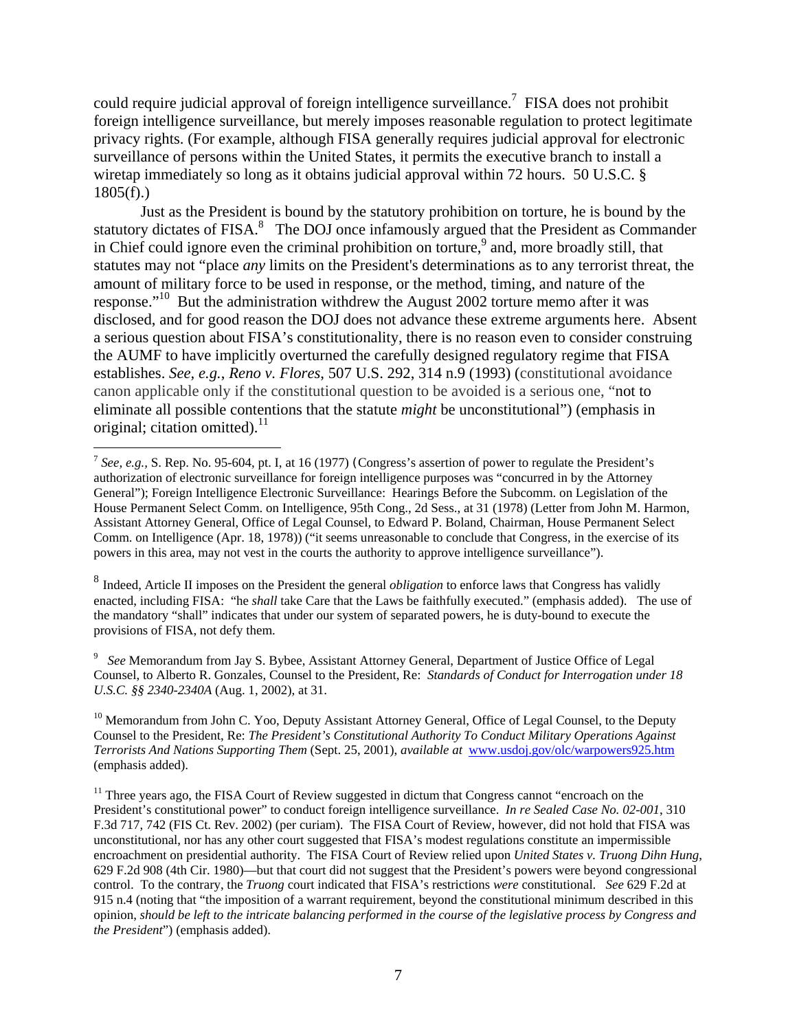could require judicial approval of foreign intelligence surveillance.[7] FISA does not prohibit foreign intelligence surveillance, but merely imposes reasonable regulation to protect legitimate privacy rights. (For example, although FISA generally requires judicial approval for electronic surveillance of persons within the United States, it permits the executive branch to install a wiretap immediately so long as it obtains judicial approval within 72 hours. 50 U.S.C. § 1805(f).)

Just as the President is bound by the statutory prohibition on torture, he is bound by the statutory dictates of FISA.[8] The DOJ once infamously argued that the President as Commander in Chief could ignore even the criminal prohibition on torture,[9] and, more broadly still, that statutes may not "place *any* limits on the President's determinations as to any terrorist threat, the amount of military force to be used in response, or the method, timing, and nature of the response."[10] But the administration withdrew the August 2002 torture memo after it was disclosed, and for good reason the DOJ does not advance these extreme arguments here. Absent a serious question about FISA's constitutionality, there is no reason even to consider construing the AUMF to have implicitly overturned the carefully designed regulatory regime that FISA establishes. *See, e.g.*, *Reno v. Flores*, 507 U.S. 292, 314 n.9 (1993) (constitutional avoidance canon applicable only if the constitutional question to be avoided is a serious one, "not to eliminate all possible contentions that the statute *might* be unconstitutional") (emphasis in original; citation omitted).[11]

---

[7] *See, e.g.,* S. Rep. No. 95-604, pt. I, at 16 (1977) (Congress's assertion of power to regulate the President's authorization of electronic surveillance for foreign intelligence purposes was "concurred in by the Attorney General"); Foreign Intelligence Electronic Surveillance: Hearings Before the Subcomm. on Legislation of the House Permanent Select Comm. on Intelligence, 95th Cong., 2d Sess., at 31 (1978) (Letter from John M. Harmon, Assistant Attorney General, Office of Legal Counsel, to Edward P. Boland, Chairman, House Permanent Select Comm. on Intelligence (Apr. 18, 1978)) ("it seems unreasonable to conclude that Congress, in the exercise of its powers in this area, may not vest in the courts the authority to approve intelligence surveillance").

[8] Indeed, Article II imposes on the President the general *obligation* to enforce laws that Congress has validly enacted, including FISA: "he *shall* take Care that the Laws be faithfully executed." (emphasis added). The use of the mandatory "shall" indicates that under our system of separated powers, he is duty-bound to execute the provisions of FISA, not defy them.

[9] *See* Memorandum from Jay S. Bybee, Assistant Attorney General, Department of Justice Office of Legal Counsel, to Alberto R. Gonzales, Counsel to the President, Re: *Standards of Conduct for Interrogation under 18 U.S.C. §§ 2340-2340A* (Aug. 1, 2002), at 31.

[10] Memorandum from John C. Yoo, Deputy Assistant Attorney General, Office of Legal Counsel, to the Deputy Counsel to the President, Re: *The President's Constitutional Authority To Conduct Military Operations Against Terrorists And Nations Supporting Them* (Sept. 25, 2001), *available at* www.usdoj.gov/olc/warpowers925.htm (emphasis added).

[11] Three years ago, the FISA Court of Review suggested in dictum that Congress cannot "encroach on the President's constitutional power" to conduct foreign intelligence surveillance. *In re Sealed Case No. 02-001*, 310 F.3d 717, 742 (FIS Ct. Rev. 2002) (per curiam). The FISA Court of Review, however, did not hold that FISA was unconstitutional, nor has any other court suggested that FISA's modest regulations constitute an impermissible encroachment on presidential authority. The FISA Court of Review relied upon *United States v. Truong Dihn Hung*, 629 F.2d 908 (4th Cir. 1980)—but that court did not suggest that the President's powers were beyond congressional control. To the contrary, the *Truong* court indicated that FISA's restrictions *were* constitutional. *See* 629 F.2d at 915 n.4 (noting that "the imposition of a warrant requirement, beyond the constitutional minimum described in this opinion, *should be left to the intricate balancing performed in the course of the legislative process by Congress and the President*") (emphasis added).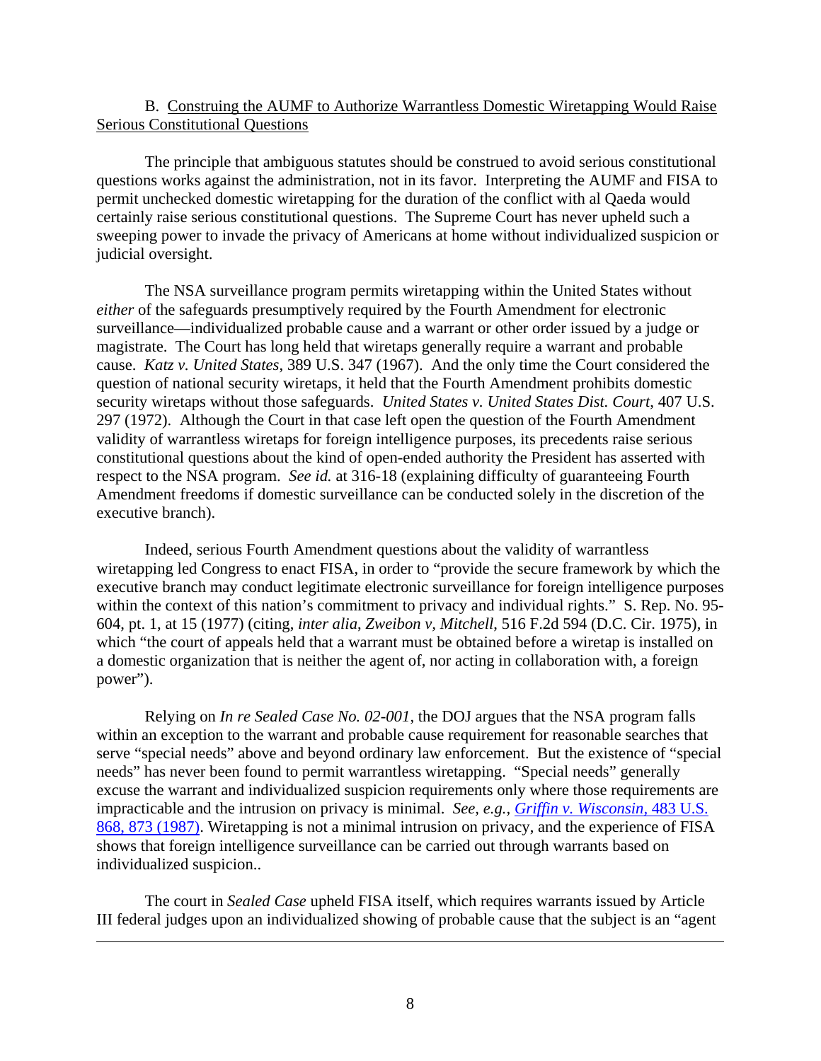B. Construing the AUMF to Authorize Warrantless Domestic Wiretapping Would Raise Serious Constitutional Questions

The principle that ambiguous statutes should be construed to avoid serious constitutional questions works against the administration, not in its favor. Interpreting the AUMF and FISA to permit unchecked domestic wiretapping for the duration of the conflict with al Qaeda would certainly raise serious constitutional questions. The Supreme Court has never upheld such a sweeping power to invade the privacy of Americans at home without individualized suspicion or judicial oversight.

The NSA surveillance program permits wiretapping within the United States without *either* of the safeguards presumptively required by the Fourth Amendment for electronic surveillance—individualized probable cause and a warrant or other order issued by a judge or magistrate. The Court has long held that wiretaps generally require a warrant and probable cause. *Katz v. United States*, 389 U.S. 347 (1967). And the only time the Court considered the question of national security wiretaps, it held that the Fourth Amendment prohibits domestic security wiretaps without those safeguards. *United States v. United States Dist. Court*, 407 U.S. 297 (1972). Although the Court in that case left open the question of the Fourth Amendment validity of warrantless wiretaps for foreign intelligence purposes, its precedents raise serious constitutional questions about the kind of open-ended authority the President has asserted with respect to the NSA program. *See id.* at 316-18 (explaining difficulty of guaranteeing Fourth Amendment freedoms if domestic surveillance can be conducted solely in the discretion of the executive branch).

Indeed, serious Fourth Amendment questions about the validity of warrantless wiretapping led Congress to enact FISA, in order to "provide the secure framework by which the executive branch may conduct legitimate electronic surveillance for foreign intelligence purposes within the context of this nation's commitment to privacy and individual rights." S. Rep. No. 95-604, pt. 1, at 15 (1977) (citing, *inter alia*, *Zweibon v, Mitchell*, 516 F.2d 594 (D.C. Cir. 1975), in which "the court of appeals held that a warrant must be obtained before a wiretap is installed on a domestic organization that is neither the agent of, nor acting in collaboration with, a foreign power").

Relying on *In re Sealed Case No. 02-001*, the DOJ argues that the NSA program falls within an exception to the warrant and probable cause requirement for reasonable searches that serve "special needs" above and beyond ordinary law enforcement. But the existence of "special needs" has never been found to permit warrantless wiretapping. "Special needs" generally excuse the warrant and individualized suspicion requirements only where those requirements are impracticable and the intrusion on privacy is minimal. *See, e.g., Griffin v. Wisconsin*, 483 U.S. 868, 873 (1987). Wiretapping is not a minimal intrusion on privacy, and the experience of FISA shows that foreign intelligence surveillance can be carried out through warrants based on individualized suspicion..

The court in *Sealed Case* upheld FISA itself, which requires warrants issued by Article III federal judges upon an individualized showing of probable cause that the subject is an "agent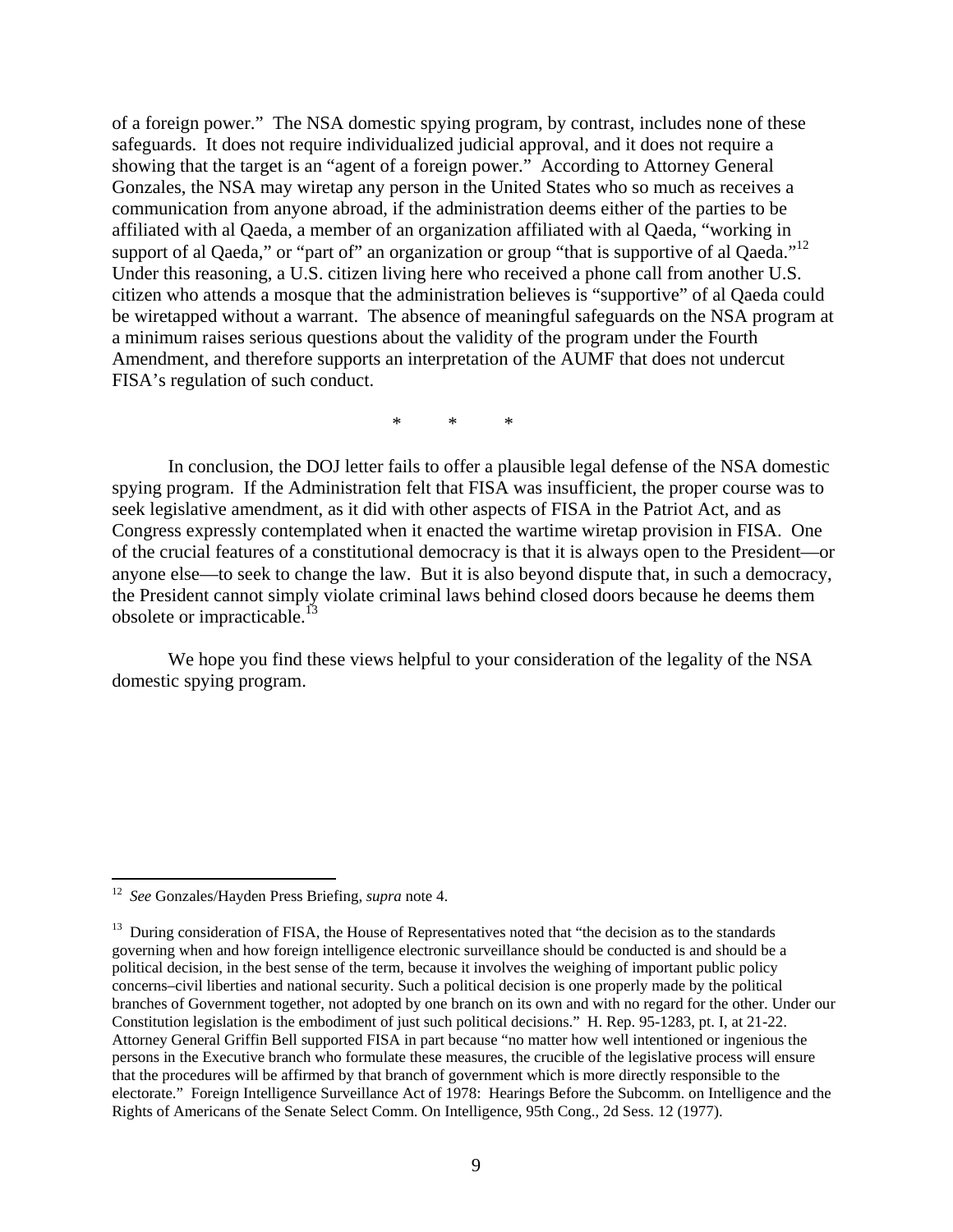of a foreign power." The NSA domestic spying program, by contrast, includes none of these safeguards. It does not require individualized judicial approval, and it does not require a showing that the target is an "agent of a foreign power." According to Attorney General Gonzales, the NSA may wiretap any person in the United States who so much as receives a communication from anyone abroad, if the administration deems either of the parties to be affiliated with al Qaeda, a member of an organization affiliated with al Qaeda, "working in support of al Qaeda," or "part of" an organization or group "that is supportive of al Qaeda."[12] Under this reasoning, a U.S. citizen living here who received a phone call from another U.S. citizen who attends a mosque that the administration believes is "supportive" of al Qaeda could be wiretapped without a warrant. The absence of meaningful safeguards on the NSA program at a minimum raises serious questions about the validity of the program under the Fourth Amendment, and therefore supports an interpretation of the AUMF that does not undercut FISA's regulation of such conduct.

\* \* \*

In conclusion, the DOJ letter fails to offer a plausible legal defense of the NSA domestic spying program. If the Administration felt that FISA was insufficient, the proper course was to seek legislative amendment, as it did with other aspects of FISA in the Patriot Act, and as Congress expressly contemplated when it enacted the wartime wiretap provision in FISA. One of the crucial features of a constitutional democracy is that it is always open to the President—or anyone else—to seek to change the law. But it is also beyond dispute that, in such a democracy, the President cannot simply violate criminal laws behind closed doors because he deems them obsolete or impracticable.[13]

We hope you find these views helpful to your consideration of the legality of the NSA domestic spying program.

---

[12] *See* Gonzales/Hayden Press Briefing, *supra* note 4.

[13] During consideration of FISA, the House of Representatives noted that "the decision as to the standards governing when and how foreign intelligence electronic surveillance should be conducted is and should be a political decision, in the best sense of the term, because it involves the weighing of important public policy concerns–civil liberties and national security. Such a political decision is one properly made by the political branches of Government together, not adopted by one branch on its own and with no regard for the other. Under our Constitution legislation is the embodiment of just such political decisions." H. Rep. 95-1283, pt. I, at 21-22. Attorney General Griffin Bell supported FISA in part because "no matter how well intentioned or ingenious the persons in the Executive branch who formulate these measures, the crucible of the legislative process will ensure that the procedures will be affirmed by that branch of government which is more directly responsible to the electorate." Foreign Intelligence Surveillance Act of 1978: Hearings Before the Subcomm. on Intelligence and the Rights of Americans of the Senate Select Comm. On Intelligence, 95th Cong., 2d Sess. 12 (1977).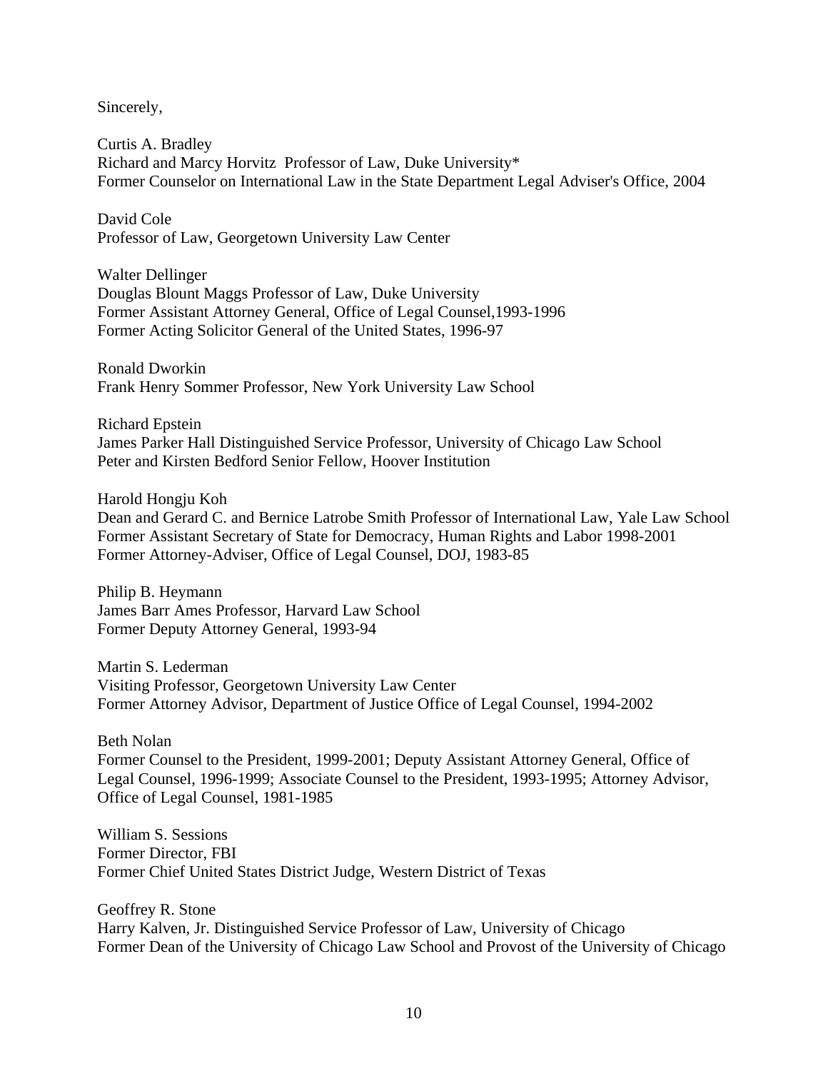Sincerely,

Curtis A. Bradley
Richard and Marcy Horvitz Professor of Law, Duke University*
Former Counselor on International Law in the State Department Legal Adviser's Office, 2004

David Cole
Professor of Law, Georgetown University Law Center

Walter Dellinger
Douglas Blount Maggs Professor of Law, Duke University
Former Assistant Attorney General, Office of Legal Counsel,1993-1996
Former Acting Solicitor General of the United States, 1996-97

Ronald Dworkin
Frank Henry Sommer Professor, New York University Law School

Richard Epstein
James Parker Hall Distinguished Service Professor, University of Chicago Law School
Peter and Kirsten Bedford Senior Fellow, Hoover Institution

Harold Hongju Koh
Dean and Gerard C. and Bernice Latrobe Smith Professor of International Law, Yale Law School
Former Assistant Secretary of State for Democracy, Human Rights and Labor 1998-2001
Former Attorney-Adviser, Office of Legal Counsel, DOJ, 1983-85

Philip B. Heymann
James Barr Ames Professor, Harvard Law School
Former Deputy Attorney General, 1993-94

Martin S. Lederman
Visiting Professor, Georgetown University Law Center
Former Attorney Advisor, Department of Justice Office of Legal Counsel, 1994-2002

Beth Nolan
Former Counsel to the President, 1999-2001; Deputy Assistant Attorney General, Office of Legal Counsel, 1996-1999; Associate Counsel to the President, 1993-1995; Attorney Advisor, Office of Legal Counsel, 1981-1985

William S. Sessions
Former Director, FBI
Former Chief United States District Judge, Western District of Texas

Geoffrey R. Stone
Harry Kalven, Jr. Distinguished Service Professor of Law, University of Chicago
Former Dean of the University of Chicago Law School and Provost of the University of Chicago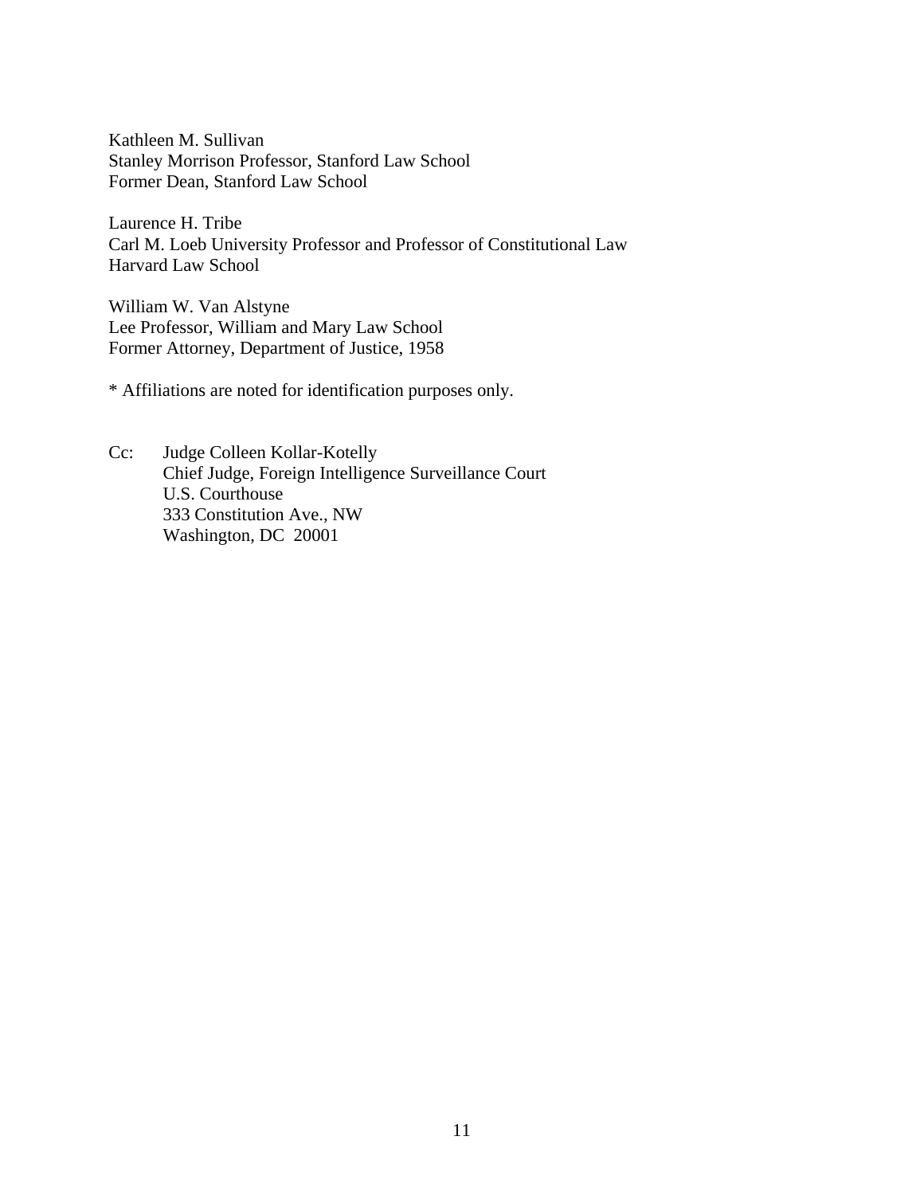Kathleen M. Sullivan
Stanley Morrison Professor, Stanford Law School
Former Dean, Stanford Law School

Laurence H. Tribe
Carl M. Loeb University Professor and Professor of Constitutional Law
Harvard Law School

William W. Van Alstyne
Lee Professor, William and Mary Law School
Former Attorney, Department of Justice, 1958

* Affiliations are noted for identification purposes only.

Cc: Judge Colleen Kollar-Kotelly
Chief Judge, Foreign Intelligence Surveillance Court
U.S. Courthouse
333 Constitution Ave., NW
Washington, DC 20001